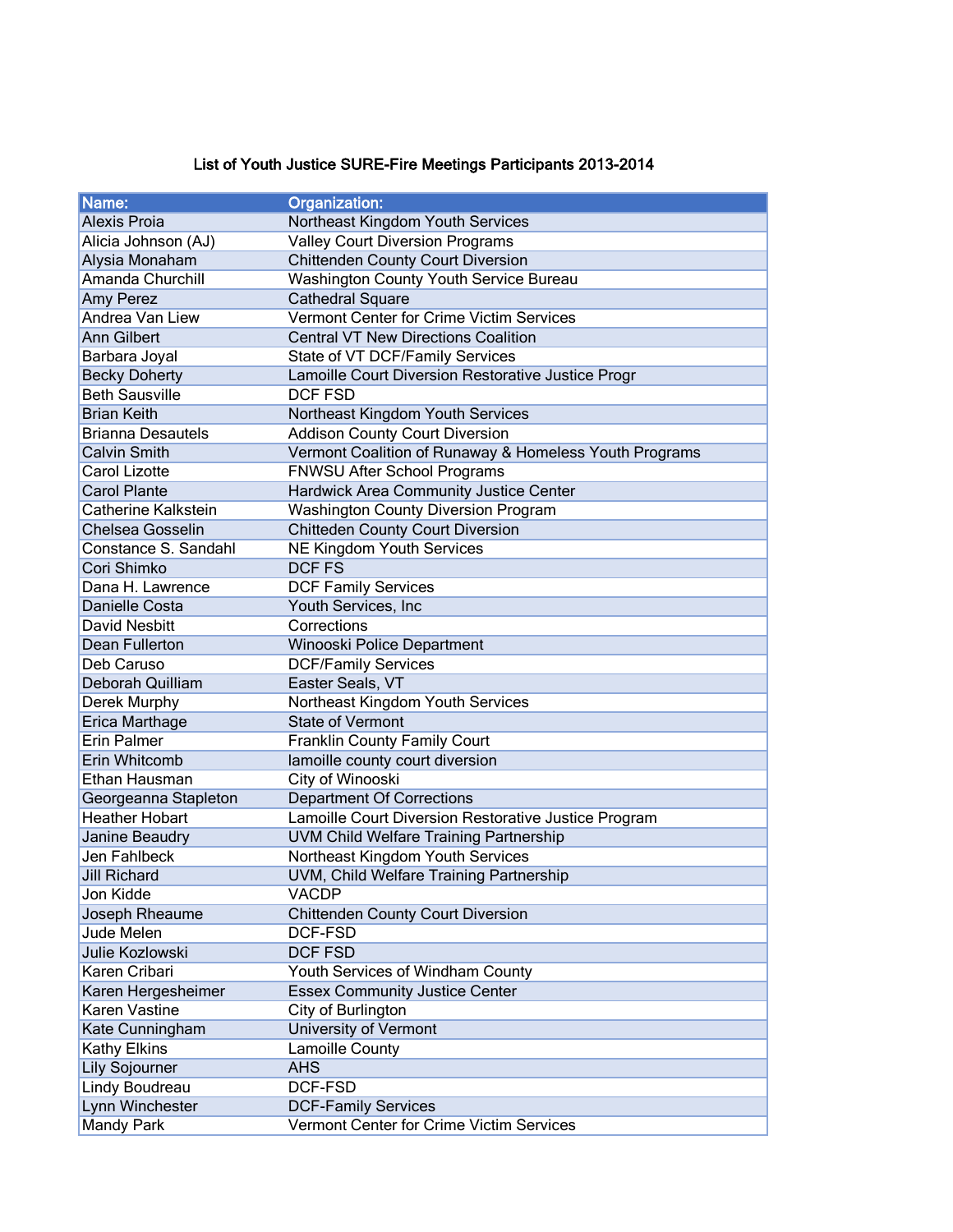# List of Youth Justice SURE-Fire Meetings Participants 2013-2014

| Name: | Organization: |
|---|---|
| Alexis Proia | Northeast Kingdom Youth Services |
| Alicia Johnson (AJ) | Valley Court Diversion Programs |
| Alysia Monaham | Chittenden County Court Diversion |
| Amanda Churchill | Washington County Youth Service Bureau |
| Amy Perez | Cathedral Square |
| Andrea Van Liew | Vermont Center for Crime Victim Services |
| Ann Gilbert | Central VT New Directions Coalition |
| Barbara Joyal | State of VT DCF/Family Services |
| Becky Doherty | Lamoille Court Diversion Restorative Justice Progr |
| Beth Sausville | DCF FSD |
| Brian Keith | Northeast Kingdom Youth Services |
| Brianna Desautels | Addison County Court Diversion |
| Calvin Smith | Vermont Coalition of Runaway & Homeless Youth Programs |
| Carol Lizotte | FNWSU After School Programs |
| Carol Plante | Hardwick Area Community Justice Center |
| Catherine Kalkstein | Washington County Diversion Program |
| Chelsea Gosselin | Chitteden County Court Diversion |
| Constance S. Sandahl | NE Kingdom Youth Services |
| Cori Shimko | DCF FS |
| Dana H. Lawrence | DCF Family Services |
| Danielle Costa | Youth Services, Inc |
| David Nesbitt | Corrections |
| Dean Fullerton | Winooski Police Department |
| Deb Caruso | DCF/Family Services |
| Deborah Quilliam | Easter Seals, VT |
| Derek Murphy | Northeast Kingdom Youth Services |
| Erica Marthage | State of Vermont |
| Erin Palmer | Franklin County Family Court |
| Erin Whitcomb | lamoille county court diversion |
| Ethan Hausman | City of Winooski |
| Georgeanna Stapleton | Department Of Corrections |
| Heather Hobart | Lamoille Court Diversion Restorative Justice Program |
| Janine Beaudry | UVM Child Welfare Training Partnership |
| Jen Fahlbeck | Northeast Kingdom Youth Services |
| Jill Richard | UVM, Child Welfare Training Partnership |
| Jon Kidde | VACDP |
| Joseph Rheaume | Chittenden County Court Diversion |
| Jude Melen | DCF-FSD |
| Julie Kozlowski | DCF FSD |
| Karen Cribari | Youth Services of Windham County |
| Karen Hergesheimer | Essex Community Justice Center |
| Karen Vastine | City of Burlington |
| Kate Cunningham | University of Vermont |
| Kathy Elkins | Lamoille County |
| Lily Sojourner | AHS |
| Lindy Boudreau | DCF-FSD |
| Lynn Winchester | DCF-Family Services |
| Mandy Park | Vermont Center for Crime Victim Services |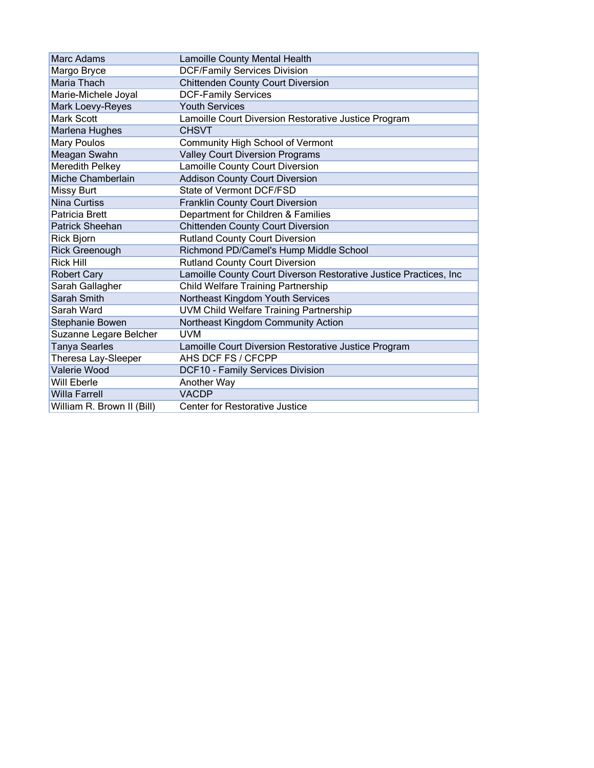| | |
|---|---|
| Marc Adams | Lamoille County Mental Health |
| Margo Bryce | DCF/Family Services Division |
| Maria Thach | Chittenden County Court Diversion |
| Marie-Michele Joyal | DCF-Family Services |
| Mark Loevy-Reyes | Youth Services |
| Mark Scott | Lamoille Court Diversion Restorative Justice Program |
| Marlena Hughes | CHSVT |
| Mary Poulos | Community High School of Vermont |
| Meagan Swahn | Valley Court Diversion Programs |
| Meredith Pelkey | Lamoille County Court Diversion |
| Miche Chamberlain | Addison County Court Diversion |
| Missy Burt | State of Vermont DCF/FSD |
| Nina Curtiss | Franklin County Court Diversion |
| Patricia Brett | Department for Children & Families |
| Patrick Sheehan | Chittenden County Court Diversion |
| Rick Bjorn | Rutland County Court Diversion |
| Rick Greenough | Richmond PD/Camel's Hump Middle School |
| Rick Hill | Rutland County Court Diversion |
| Robert Cary | Lamoille County Court Diverson Restorative Justice Practices, Inc |
| Sarah Gallagher | Child Welfare Training Partnership |
| Sarah Smith | Northeast Kingdom Youth Services |
| Sarah Ward | UVM Child Welfare Training Partnership |
| Stephanie Bowen | Northeast Kingdom Community Action |
| Suzanne Legare Belcher | UVM |
| Tanya Searles | Lamoille Court Diversion Restorative Justice Program |
| Theresa Lay-Sleeper | AHS DCF FS / CFCPP |
| Valerie Wood | DCF10 - Family Services Division |
| Will Eberle | Another Way |
| Willa Farrell | VACDP |
| William R. Brown II (Bill) | Center for Restorative Justice |